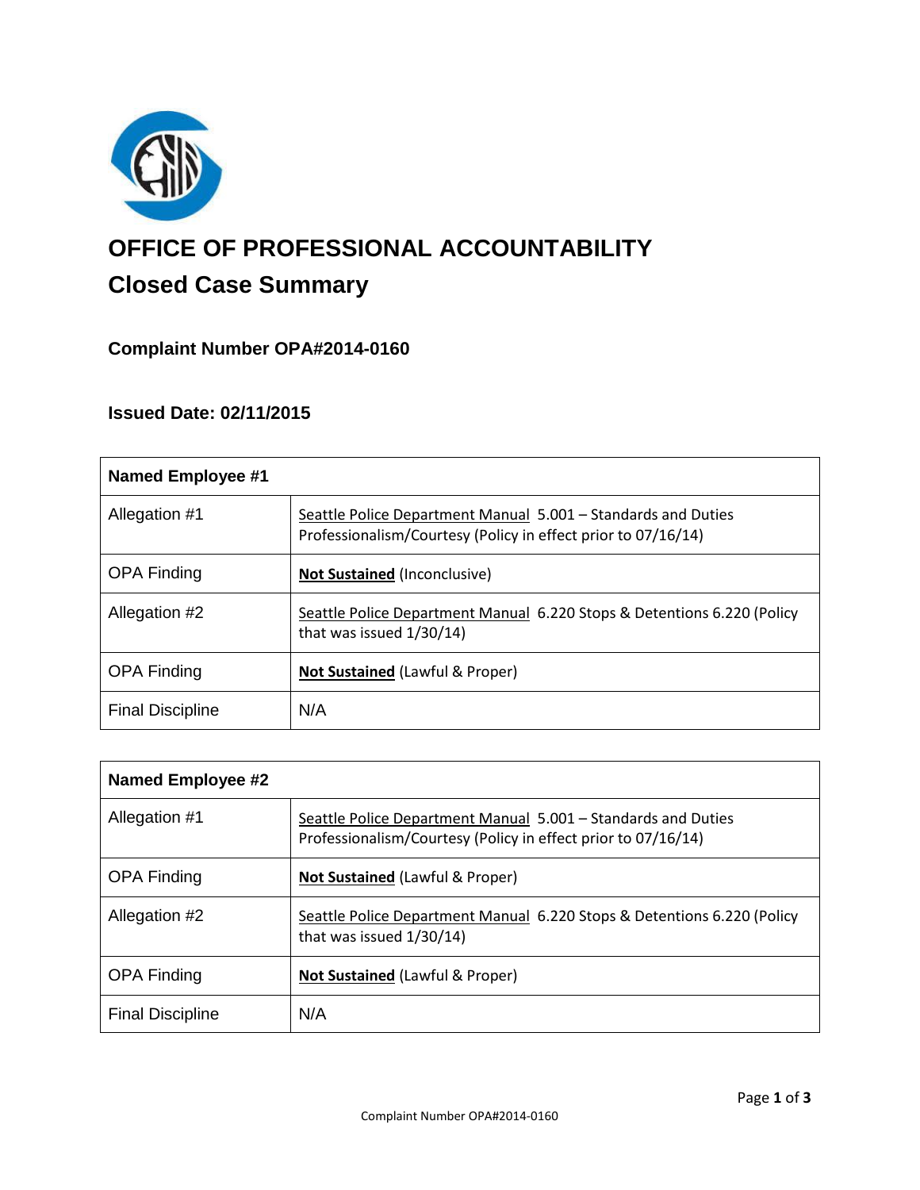# OFFICE OF PROFESSIONAL ACCOUNTABILITY

## Closed Case Summary

### Complaint Number OPA#2014-0160

### Issued Date: 02/11/2015

| **Named Employee #1** | |
|---|---|
| Allegation #1 | Seattle Police Department Manual 5.001 – Standards and Duties Professionalism/Courtesy (Policy in effect prior to 07/16/14) |
| OPA Finding | **Not Sustained** (Inconclusive) |
| Allegation #2 | Seattle Police Department Manual 6.220 Stops & Detentions 6.220 (Policy that was issued 1/30/14) |
| OPA Finding | **Not Sustained** (Lawful & Proper) |
| Final Discipline | N/A |

| **Named Employee #2** | |
|---|---|
| Allegation #1 | Seattle Police Department Manual 5.001 – Standards and Duties Professionalism/Courtesy (Policy in effect prior to 07/16/14) |
| OPA Finding | **Not Sustained** (Lawful & Proper) |
| Allegation #2 | Seattle Police Department Manual 6.220 Stops & Detentions 6.220 (Policy that was issued 1/30/14) |
| OPA Finding | **Not Sustained** (Lawful & Proper) |
| Final Discipline | N/A |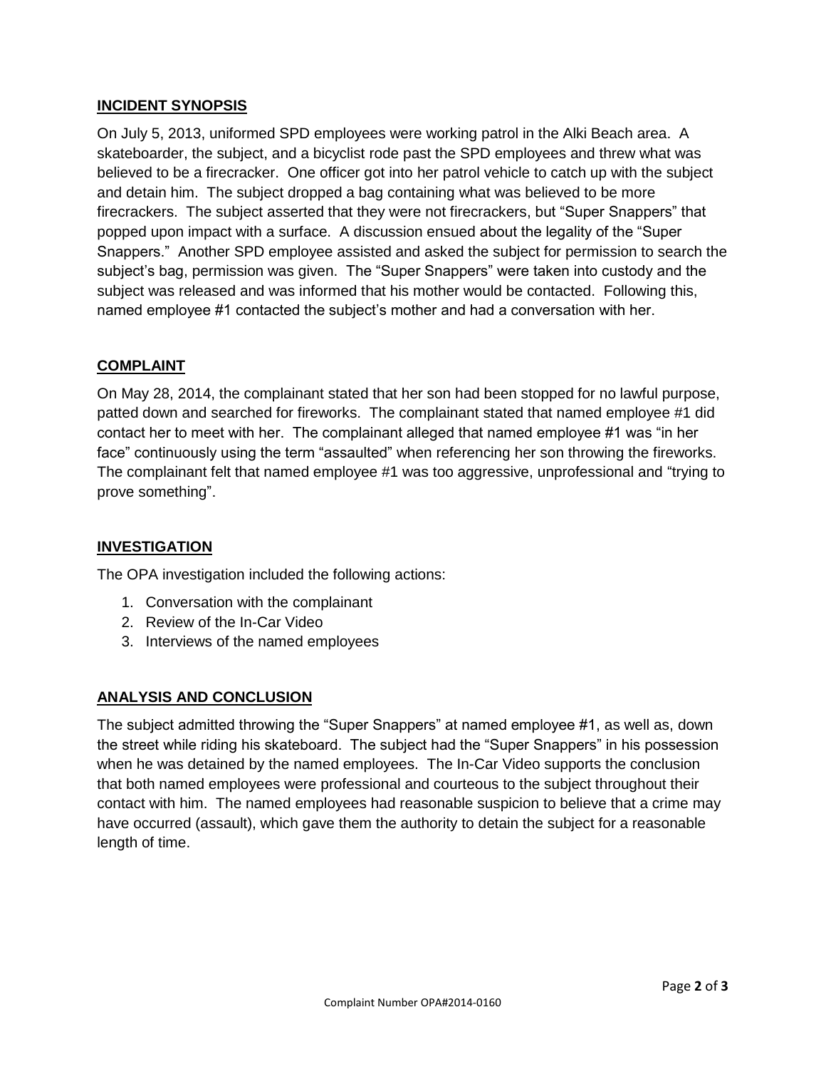## INCIDENT SYNOPSIS

On July 5, 2013, uniformed SPD employees were working patrol in the Alki Beach area. A skateboarder, the subject, and a bicyclist rode past the SPD employees and threw what was believed to be a firecracker. One officer got into her patrol vehicle to catch up with the subject and detain him. The subject dropped a bag containing what was believed to be more firecrackers. The subject asserted that they were not firecrackers, but "Super Snappers" that popped upon impact with a surface. A discussion ensued about the legality of the "Super Snappers." Another SPD employee assisted and asked the subject for permission to search the subject's bag, permission was given. The "Super Snappers" were taken into custody and the subject was released and was informed that his mother would be contacted. Following this, named employee #1 contacted the subject's mother and had a conversation with her.

## COMPLAINT

On May 28, 2014, the complainant stated that her son had been stopped for no lawful purpose, patted down and searched for fireworks. The complainant stated that named employee #1 did contact her to meet with her. The complainant alleged that named employee #1 was "in her face" continuously using the term "assaulted" when referencing her son throwing the fireworks. The complainant felt that named employee #1 was too aggressive, unprofessional and "trying to prove something".

## INVESTIGATION

The OPA investigation included the following actions:

1. Conversation with the complainant
2. Review of the In-Car Video
3. Interviews of the named employees

## ANALYSIS AND CONCLUSION

The subject admitted throwing the "Super Snappers" at named employee #1, as well as, down the street while riding his skateboard. The subject had the "Super Snappers" in his possession when he was detained by the named employees. The In-Car Video supports the conclusion that both named employees were professional and courteous to the subject throughout their contact with him. The named employees had reasonable suspicion to believe that a crime may have occurred (assault), which gave them the authority to detain the subject for a reasonable length of time.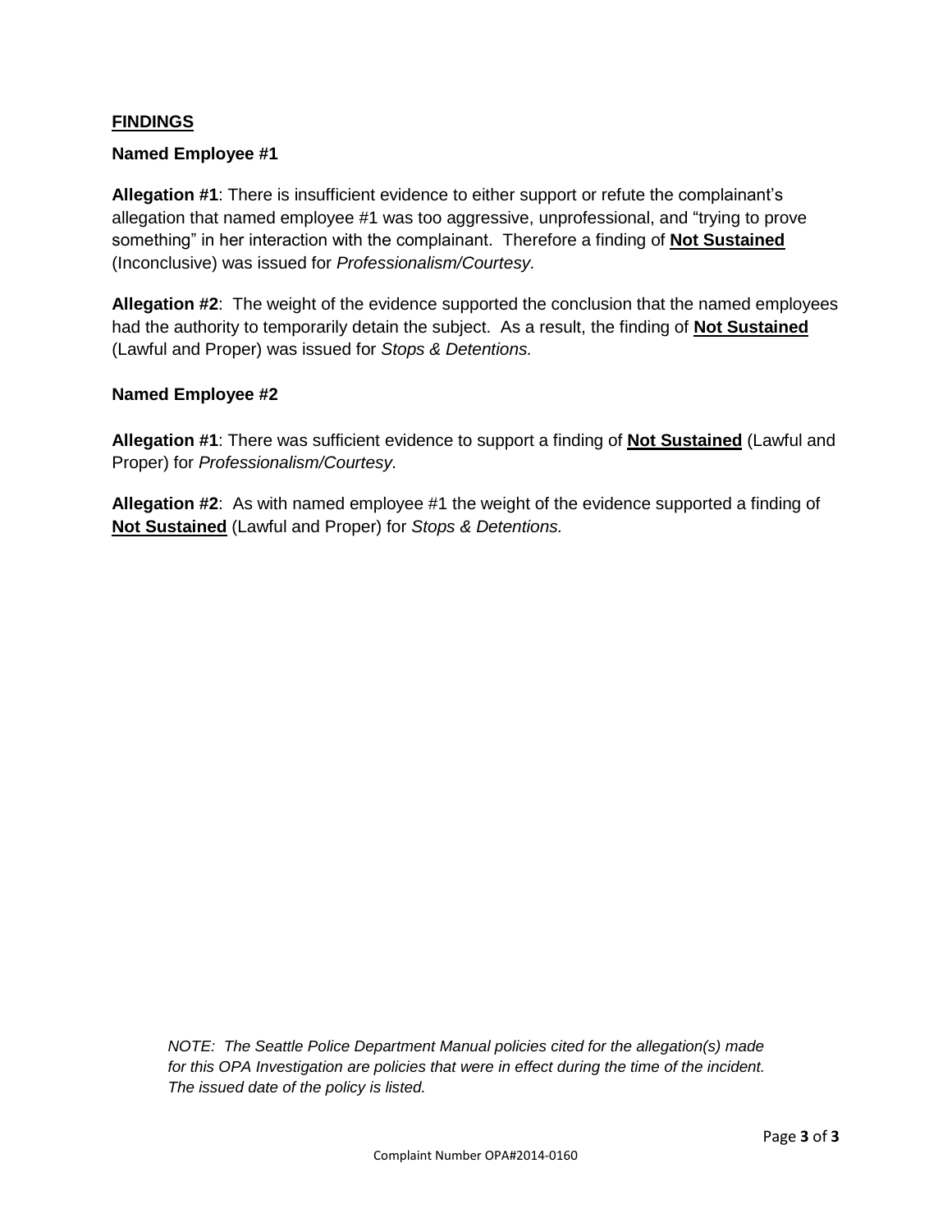## FINDINGS

### Named Employee #1

**Allegation #1**: There is insufficient evidence to either support or refute the complainant's allegation that named employee #1 was too aggressive, unprofessional, and "trying to prove something" in her interaction with the complainant. Therefore a finding of **Not Sustained** (Inconclusive) was issued for *Professionalism/Courtesy.*

**Allegation #2**: The weight of the evidence supported the conclusion that the named employees had the authority to temporarily detain the subject. As a result, the finding of **Not Sustained** (Lawful and Proper) was issued for *Stops & Detentions.*

### Named Employee #2

**Allegation #1**: There was sufficient evidence to support a finding of **Not Sustained** (Lawful and Proper) for *Professionalism/Courtesy.*

**Allegation #2**: As with named employee #1 the weight of the evidence supported a finding of **Not Sustained** (Lawful and Proper) for *Stops & Detentions.*

*NOTE: The Seattle Police Department Manual policies cited for the allegation(s) made for this OPA Investigation are policies that were in effect during the time of the incident. The issued date of the policy is listed.*

Complaint Number OPA#2014-0160